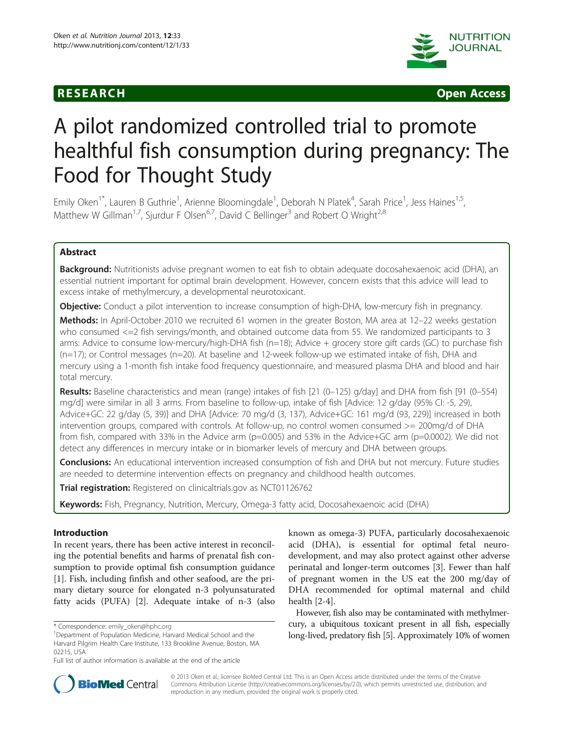RESEARCH Open Access

# A pilot randomized controlled trial to promote healthful fish consumption during pregnancy: The Food for Thought Study

Emily Oken[1*], Lauren B Guthrie[1], Arienne Bloomingdale[1], Deborah N Platek[4], Sarah Price[1], Jess Haines[1,5], Matthew W Gillman[1,7], Sjurdur F Olsen[6,7], David C Bellinger[3] and Robert O Wright[2,8]

## Abstract

**Background:** Nutritionists advise pregnant women to eat fish to obtain adequate docosahexaenoic acid (DHA), an essential nutrient important for optimal brain development. However, concern exists that this advice will lead to excess intake of methylmercury, a developmental neurotoxicant.

**Objective:** Conduct a pilot intervention to increase consumption of high-DHA, low-mercury fish in pregnancy.

**Methods:** In April-October 2010 we recruited 61 women in the greater Boston, MA area at 12–22 weeks gestation who consumed <=2 fish servings/month, and obtained outcome data from 55. We randomized participants to 3 arms: Advice to consume low-mercury/high-DHA fish (n=18); Advice + grocery store gift cards (GC) to purchase fish (n=17); or Control messages (n=20). At baseline and 12-week follow-up we estimated intake of fish, DHA and mercury using a 1-month fish intake food frequency questionnaire, and measured plasma DHA and blood and hair total mercury.

**Results:** Baseline characteristics and mean (range) intakes of fish [21 (0–125) g/day] and DHA from fish [91 (0–554) mg/d] were similar in all 3 arms. From baseline to follow-up, intake of fish [Advice: 12 g/day (95% CI: -5, 29), Advice+GC: 22 g/day (5, 39)] and DHA [Advice: 70 mg/d (3, 137), Advice+GC: 161 mg/d (93, 229)] increased in both intervention groups, compared with controls. At follow-up, no control women consumed >= 200mg/d of DHA from fish, compared with 33% in the Advice arm (p=0.005) and 53% in the Advice+GC arm (p=0.0002). We did not detect any differences in mercury intake or in biomarker levels of mercury and DHA between groups.

**Conclusions:** An educational intervention increased consumption of fish and DHA but not mercury. Future studies are needed to determine intervention effects on pregnancy and childhood health outcomes.

**Trial registration:** Registered on clinicaltrials.gov as NCT01126762

**Keywords:** Fish, Pregnancy, Nutrition, Mercury, Omega-3 fatty acid, Docosahexaenoic acid (DHA)

## Introduction

In recent years, there has been active interest in reconciling the potential benefits and harms of prenatal fish consumption to provide optimal fish consumption guidance [1]. Fish, including finfish and other seafood, are the primary dietary source for elongated n-3 polyunsaturated fatty acids (PUFA) [2]. Adequate intake of n-3 (also known as omega-3) PUFA, particularly docosahexaenoic acid (DHA), is essential for optimal fetal neurodevelopment, and may also protect against other adverse perinatal and longer-term outcomes [3]. Fewer than half of pregnant women in the US eat the 200 mg/day of DHA recommended for optimal maternal and child health [2-4].

However, fish also may be contaminated with methylmercury, a ubiquitous toxicant present in all fish, especially long-lived, predatory fish [5]. Approximately 10% of women

\* Correspondence: emily_oken@hphc.org
[1]Department of Population Medicine, Harvard Medical School and the Harvard Pilgrim Health Care Institute, 133 Brookline Avenue, Boston, MA 02215, USA
Full list of author information is available at the end of the article

© 2013 Oken et al.; licensee BioMed Central Ltd. This is an Open Access article distributed under the terms of the Creative Commons Attribution License (http://creativecommons.org/licenses/by/2.0), which permits unrestricted use, distribution, and reproduction in any medium, provided the original work is properly cited.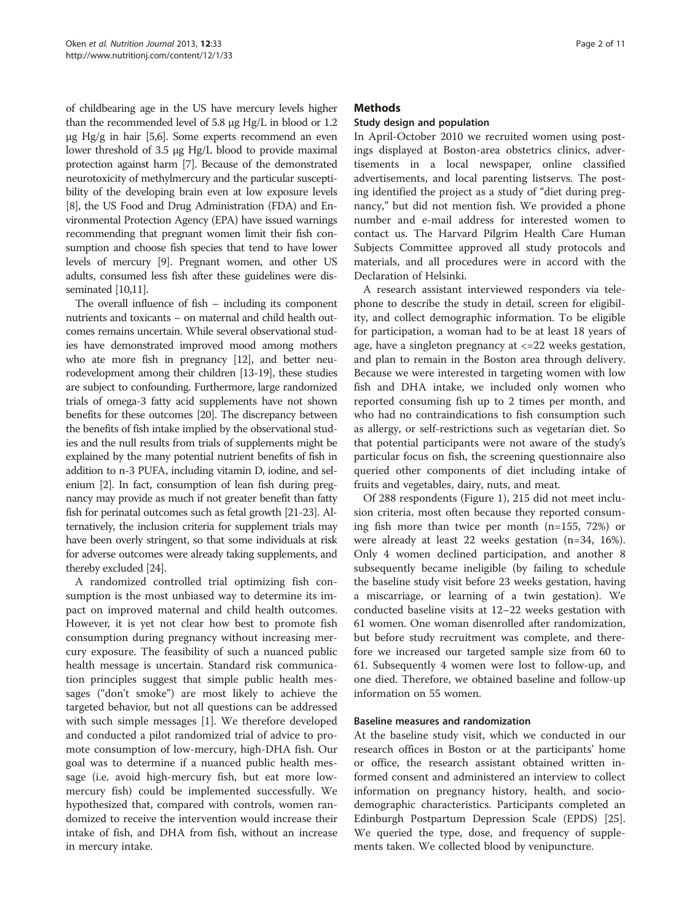of childbearing age in the US have mercury levels higher than the recommended level of 5.8 μg Hg/L in blood or 1.2 μg Hg/g in hair [5,6]. Some experts recommend an even lower threshold of 3.5 μg Hg/L blood to provide maximal protection against harm [7]. Because of the demonstrated neurotoxicity of methylmercury and the particular susceptibility of the developing brain even at low exposure levels [8], the US Food and Drug Administration (FDA) and Environmental Protection Agency (EPA) have issued warnings recommending that pregnant women limit their fish consumption and choose fish species that tend to have lower levels of mercury [9]. Pregnant women, and other US adults, consumed less fish after these guidelines were disseminated [10,11].

The overall influence of fish – including its component nutrients and toxicants – on maternal and child health outcomes remains uncertain. While several observational studies have demonstrated improved mood among mothers who ate more fish in pregnancy [12], and better neurodevelopment among their children [13-19], these studies are subject to confounding. Furthermore, large randomized trials of omega-3 fatty acid supplements have not shown benefits for these outcomes [20]. The discrepancy between the benefits of fish intake implied by the observational studies and the null results from trials of supplements might be explained by the many potential nutrient benefits of fish in addition to n-3 PUFA, including vitamin D, iodine, and selenium [2]. In fact, consumption of lean fish during pregnancy may provide as much if not greater benefit than fatty fish for perinatal outcomes such as fetal growth [21-23]. Alternatively, the inclusion criteria for supplement trials may have been overly stringent, so that some individuals at risk for adverse outcomes were already taking supplements, and thereby excluded [24].

A randomized controlled trial optimizing fish consumption is the most unbiased way to determine its impact on improved maternal and child health outcomes. However, it is yet not clear how best to promote fish consumption during pregnancy without increasing mercury exposure. The feasibility of such a nuanced public health message is uncertain. Standard risk communication principles suggest that simple public health messages ("don't smoke") are most likely to achieve the targeted behavior, but not all questions can be addressed with such simple messages [1]. We therefore developed and conducted a pilot randomized trial of advice to promote consumption of low-mercury, high-DHA fish. Our goal was to determine if a nuanced public health message (i.e. avoid high-mercury fish, but eat more low-mercury fish) could be implemented successfully. We hypothesized that, compared with controls, women randomized to receive the intervention would increase their intake of fish, and DHA from fish, without an increase in mercury intake.

## Methods

### Study design and population

In April-October 2010 we recruited women using postings displayed at Boston-area obstetrics clinics, advertisements in a local newspaper, online classified advertisements, and local parenting listservs. The posting identified the project as a study of "diet during pregnancy," but did not mention fish. We provided a phone number and e-mail address for interested women to contact us. The Harvard Pilgrim Health Care Human Subjects Committee approved all study protocols and materials, and all procedures were in accord with the Declaration of Helsinki.

A research assistant interviewed responders via telephone to describe the study in detail, screen for eligibility, and collect demographic information. To be eligible for participation, a woman had to be at least 18 years of age, have a singleton pregnancy at <=22 weeks gestation, and plan to remain in the Boston area through delivery. Because we were interested in targeting women with low fish and DHA intake, we included only women who reported consuming fish up to 2 times per month, and who had no contraindications to fish consumption such as allergy, or self-restrictions such as vegetarian diet. So that potential participants were not aware of the study's particular focus on fish, the screening questionnaire also queried other components of diet including intake of fruits and vegetables, dairy, nuts, and meat.

Of 288 respondents (Figure 1), 215 did not meet inclusion criteria, most often because they reported consuming fish more than twice per month (n=155, 72%) or were already at least 22 weeks gestation (n=34, 16%). Only 4 women declined participation, and another 8 subsequently became ineligible (by failing to schedule the baseline study visit before 23 weeks gestation, having a miscarriage, or learning of a twin gestation). We conducted baseline visits at 12–22 weeks gestation with 61 women. One woman disenrolled after randomization, but before study recruitment was complete, and therefore we increased our targeted sample size from 60 to 61. Subsequently 4 women were lost to follow-up, and one died. Therefore, we obtained baseline and follow-up information on 55 women.

### Baseline measures and randomization

At the baseline study visit, which we conducted in our research offices in Boston or at the participants' home or office, the research assistant obtained written informed consent and administered an interview to collect information on pregnancy history, health, and sociodemographic characteristics. Participants completed an Edinburgh Postpartum Depression Scale (EPDS) [25]. We queried the type, dose, and frequency of supplements taken. We collected blood by venipuncture.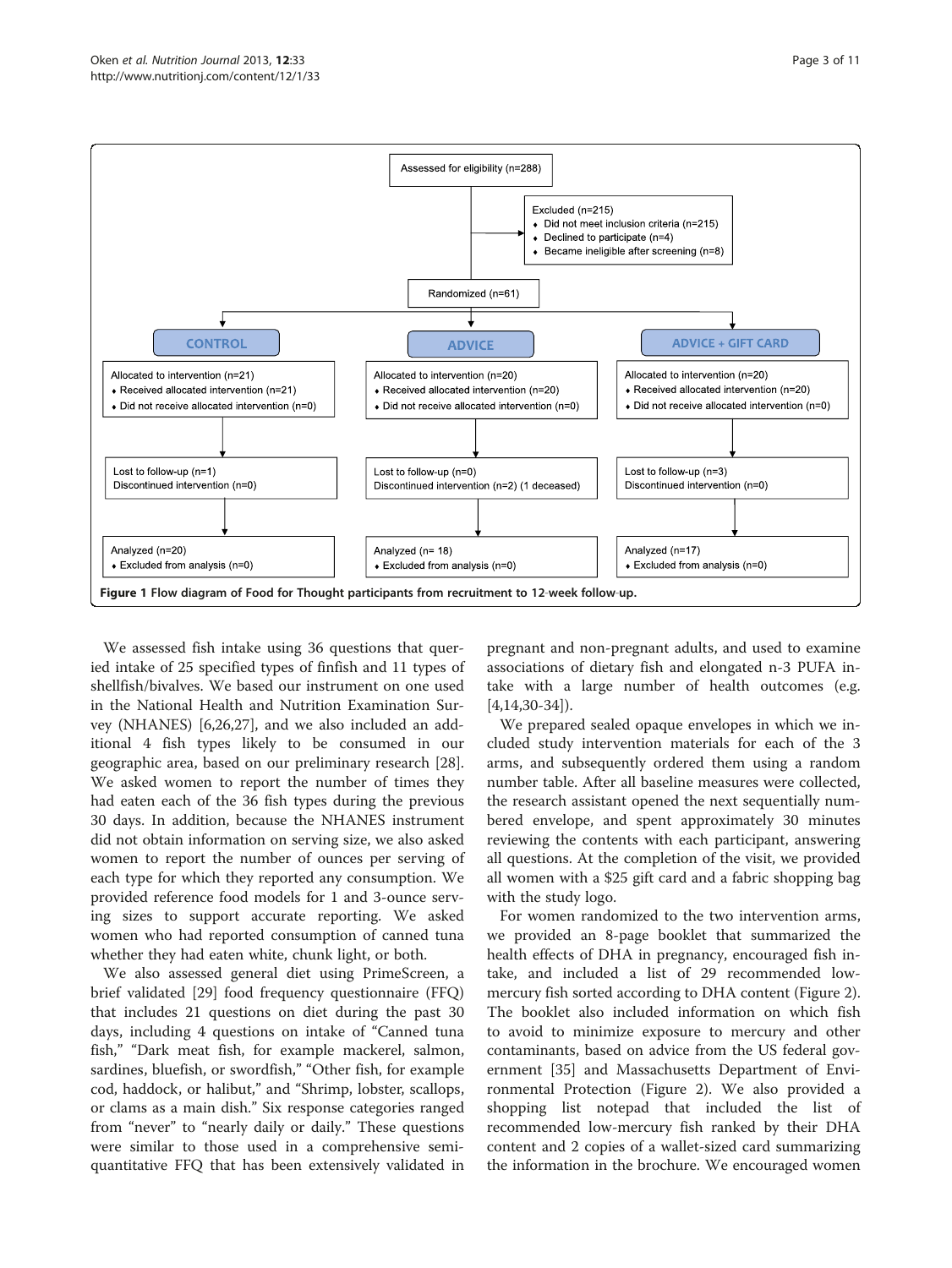Assessed for eligibility (n=288)

Excluded (n=215)
- Did not meet inclusion criteria (n=215)
- Declined to participate (n=4)
- Became ineligible after screening (n=8)

Randomized (n=61)

| CONTROL | ADVICE | ADVICE + GIFT CARD |
|---|---|---|
| Allocated to intervention (n=21) | Allocated to intervention (n=20) | Allocated to intervention (n=20) |
| Received allocated intervention (n=21) | Received allocated intervention (n=20) | Received allocated intervention (n=20) |
| Did not receive allocated intervention (n=0) | Did not receive allocated intervention (n=0) | Did not receive allocated intervention (n=0) |
| Lost to follow-up (n=1) | Lost to follow-up (n=0) | Lost to follow-up (n=3) |
| Discontinued intervention (n=0) | Discontinued intervention (n=2) (1 deceased) | Discontinued intervention (n=0) |
| Analyzed (n=20) | Analyzed (n= 18) | Analyzed (n=17) |
| Excluded from analysis (n=0) | Excluded from analysis (n=0) | Excluded from analysis (n=0) |

**Figure 1 Flow diagram of Food for Thought participants from recruitment to 12-week follow-up.**

We assessed fish intake using 36 questions that queried intake of 25 specified types of finfish and 11 types of shellfish/bivalves. We based our instrument on one used in the National Health and Nutrition Examination Survey (NHANES) [6,26,27], and we also included an additional 4 fish types likely to be consumed in our geographic area, based on our preliminary research [28]. We asked women to report the number of times they had eaten each of the 36 fish types during the previous 30 days. In addition, because the NHANES instrument did not obtain information on serving size, we also asked women to report the number of ounces per serving of each type for which they reported any consumption. We provided reference food models for 1 and 3-ounce serving sizes to support accurate reporting. We asked women who had reported consumption of canned tuna whether they had eaten white, chunk light, or both.

We also assessed general diet using PrimeScreen, a brief validated [29] food frequency questionnaire (FFQ) that includes 21 questions on diet during the past 30 days, including 4 questions on intake of "Canned tuna fish," "Dark meat fish, for example mackerel, salmon, sardines, bluefish, or swordfish," "Other fish, for example cod, haddock, or halibut," and "Shrimp, lobster, scallops, or clams as a main dish." Six response categories ranged from "never" to "nearly daily or daily." These questions were similar to those used in a comprehensive semi-quantitative FFQ that has been extensively validated in pregnant and non-pregnant adults, and used to examine associations of dietary fish and elongated n-3 PUFA intake with a large number of health outcomes (e.g. [4,14,30-34]).

We prepared sealed opaque envelopes in which we included study intervention materials for each of the 3 arms, and subsequently ordered them using a random number table. After all baseline measures were collected, the research assistant opened the next sequentially numbered envelope, and spent approximately 30 minutes reviewing the contents with each participant, answering all questions. At the completion of the visit, we provided all women with a $25 gift card and a fabric shopping bag with the study logo.

For women randomized to the two intervention arms, we provided an 8-page booklet that summarized the health effects of DHA in pregnancy, encouraged fish intake, and included a list of 29 recommended low-mercury fish sorted according to DHA content (Figure 2). The booklet also included information on which fish to avoid to minimize exposure to mercury and other contaminants, based on advice from the US federal government [35] and Massachusetts Department of Environmental Protection (Figure 2). We also provided a shopping list notepad that included the list of recommended low-mercury fish ranked by their DHA content and 2 copies of a wallet-sized card summarizing the information in the brochure. We encouraged women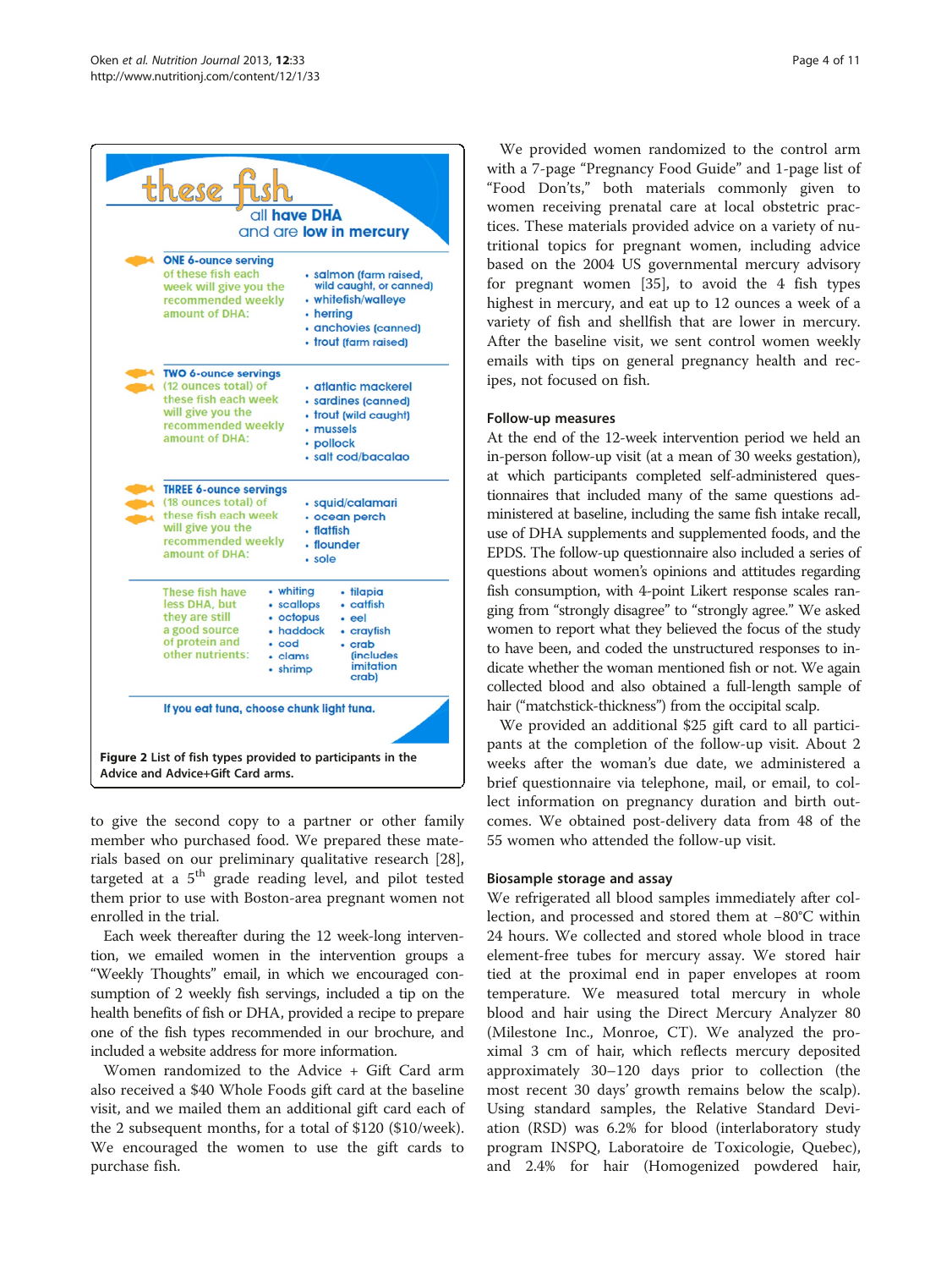**these fish**

all have DHA and are low in mercury

ONE 6-ounce serving of these fish each week will give you the recommended weekly amount of DHA:

- salmon (farm raised, wild caught, or canned)
- whitefish/walleye
- herring
- anchovies (canned)
- trout (farm raised)

TWO 6-ounce servings (12 ounces total) of these fish each week will give you the recommended weekly amount of DHA:

- atlantic mackerel
- sardines (canned)
- trout (wild caught)
- mussels
- pollock
- salt cod/bacalao

THREE 6-ounce servings (18 ounces total) of these fish each week will give you the recommended weekly amount of DHA:

- squid/calamari
- ocean perch
- flatfish
- flounder
- sole

These fish have less DHA, but they are still a good source of protein and other nutrients:

- whiting
- scallops
- octopus
- haddock
- cod
- clams
- shrimp
- tilapia
- catfish
- eel
- crayfish
- crab (includes imitation crab)

If you eat tuna, choose chunk light tuna.

**Figure 2** List of fish types provided to participants in the Advice and Advice+Gift Card arms.

to give the second copy to a partner or other family member who purchased food. We prepared these materials based on our preliminary qualitative research [28], targeted at a 5th grade reading level, and pilot tested them prior to use with Boston-area pregnant women not enrolled in the trial.

Each week thereafter during the 12 week-long intervention, we emailed women in the intervention groups a "Weekly Thoughts" email, in which we encouraged consumption of 2 weekly fish servings, included a tip on the health benefits of fish or DHA, provided a recipe to prepare one of the fish types recommended in our brochure, and included a website address for more information.

Women randomized to the Advice + Gift Card arm also received a $40 Whole Foods gift card at the baseline visit, and we mailed them an additional gift card each of the 2 subsequent months, for a total of $120 ($10/week). We encouraged the women to use the gift cards to purchase fish.

We provided women randomized to the control arm with a 7-page "Pregnancy Food Guide" and 1-page list of "Food Don'ts," both materials commonly given to women receiving prenatal care at local obstetric practices. These materials provided advice on a variety of nutritional topics for pregnant women, including advice based on the 2004 US governmental mercury advisory for pregnant women [35], to avoid the 4 fish types highest in mercury, and eat up to 12 ounces a week of a variety of fish and shellfish that are lower in mercury. After the baseline visit, we sent control women weekly emails with tips on general pregnancy health and recipes, not focused on fish.

### Follow-up measures

At the end of the 12-week intervention period we held an in-person follow-up visit (at a mean of 30 weeks gestation), at which participants completed self-administered questionnaires that included many of the same questions administered at baseline, including the same fish intake recall, use of DHA supplements and supplemented foods, and the EPDS. The follow-up questionnaire also included a series of questions about women's opinions and attitudes regarding fish consumption, with 4-point Likert response scales ranging from "strongly disagree" to "strongly agree." We asked women to report what they believed the focus of the study to have been, and coded the unstructured responses to indicate whether the woman mentioned fish or not. We again collected blood and also obtained a full-length sample of hair ("matchstick-thickness") from the occipital scalp.

We provided an additional $25 gift card to all participants at the completion of the follow-up visit. About 2 weeks after the woman's due date, we administered a brief questionnaire via telephone, mail, or email, to collect information on pregnancy duration and birth outcomes. We obtained post-delivery data from 48 of the 55 women who attended the follow-up visit.

### Biosample storage and assay

We refrigerated all blood samples immediately after collection, and processed and stored them at −80°C within 24 hours. We collected and stored whole blood in trace element-free tubes for mercury assay. We stored hair tied at the proximal end in paper envelopes at room temperature. We measured total mercury in whole blood and hair using the Direct Mercury Analyzer 80 (Milestone Inc., Monroe, CT). We analyzed the proximal 3 cm of hair, which reflects mercury deposited approximately 30–120 days prior to collection (the most recent 30 days' growth remains below the scalp). Using standard samples, the Relative Standard Deviation (RSD) was 6.2% for blood (interlaboratory study program INSPQ, Laboratoire de Toxicologie, Quebec), and 2.4% for hair (Homogenized powdered hair,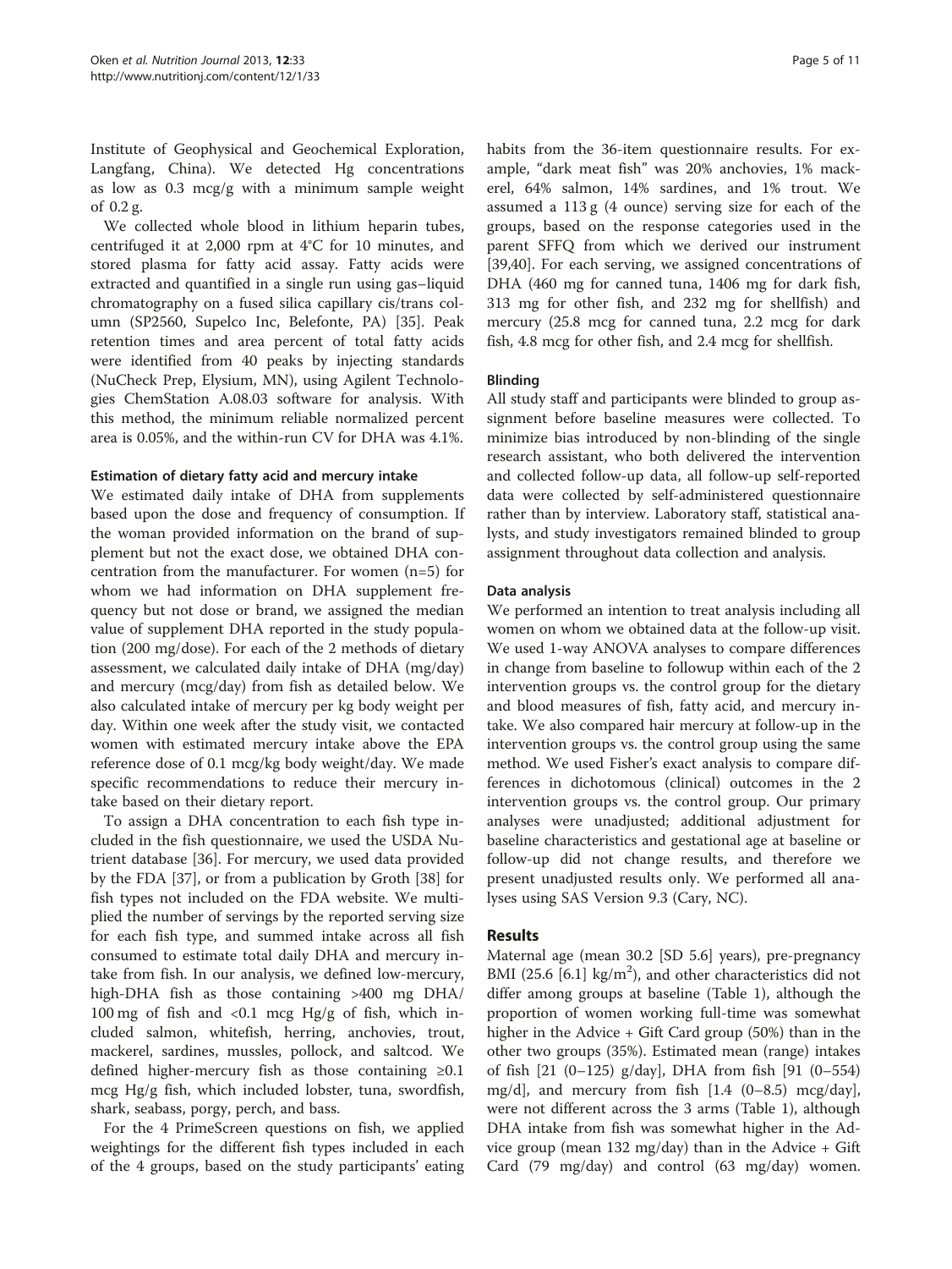Institute of Geophysical and Geochemical Exploration, Langfang, China). We detected Hg concentrations as low as 0.3 mcg/g with a minimum sample weight of 0.2 g.

We collected whole blood in lithium heparin tubes, centrifuged it at 2,000 rpm at 4°C for 10 minutes, and stored plasma for fatty acid assay. Fatty acids were extracted and quantified in a single run using gas–liquid chromatography on a fused silica capillary cis/trans column (SP2560, Supelco Inc, Belefonte, PA) [35]. Peak retention times and area percent of total fatty acids were identified from 40 peaks by injecting standards (NuCheck Prep, Elysium, MN), using Agilent Technologies ChemStation A.08.03 software for analysis. With this method, the minimum reliable normalized percent area is 0.05%, and the within-run CV for DHA was 4.1%.

### Estimation of dietary fatty acid and mercury intake

We estimated daily intake of DHA from supplements based upon the dose and frequency of consumption. If the woman provided information on the brand of supplement but not the exact dose, we obtained DHA concentration from the manufacturer. For women (n=5) for whom we had information on DHA supplement frequency but not dose or brand, we assigned the median value of supplement DHA reported in the study population (200 mg/dose). For each of the 2 methods of dietary assessment, we calculated daily intake of DHA (mg/day) and mercury (mcg/day) from fish as detailed below. We also calculated intake of mercury per kg body weight per day. Within one week after the study visit, we contacted women with estimated mercury intake above the EPA reference dose of 0.1 mcg/kg body weight/day. We made specific recommendations to reduce their mercury intake based on their dietary report.

To assign a DHA concentration to each fish type included in the fish questionnaire, we used the USDA Nutrient database [36]. For mercury, we used data provided by the FDA [37], or from a publication by Groth [38] for fish types not included on the FDA website. We multiplied the number of servings by the reported serving size for each fish type, and summed intake across all fish consumed to estimate total daily DHA and mercury intake from fish. In our analysis, we defined low-mercury, high-DHA fish as those containing >400 mg DHA/ 100 mg of fish and <0.1 mcg Hg/g of fish, which included salmon, whitefish, herring, anchovies, trout, mackerel, sardines, mussels, pollock, and saltcod. We defined higher-mercury fish as those containing ≥0.1 mcg Hg/g fish, which included lobster, tuna, swordfish, shark, seabass, porgy, perch, and bass.

For the 4 PrimeScreen questions on fish, we applied weightings for the different fish types included in each of the 4 groups, based on the study participants' eating habits from the 36-item questionnaire results. For example, "dark meat fish" was 20% anchovies, 1% mackerel, 64% salmon, 14% sardines, and 1% trout. We assumed a 113 g (4 ounce) serving size for each of the groups, based on the response categories used in the parent SFFQ from which we derived our instrument [39,40]. For each serving, we assigned concentrations of DHA (460 mg for canned tuna, 1406 mg for dark fish, 313 mg for other fish, and 232 mg for shellfish) and mercury (25.8 mcg for canned tuna, 2.2 mcg for dark fish, 4.8 mcg for other fish, and 2.4 mcg for shellfish.

### Blinding

All study staff and participants were blinded to group assignment before baseline measures were collected. To minimize bias introduced by non-blinding of the single research assistant, who both delivered the intervention and collected follow-up data, all follow-up self-reported data were collected by self-administered questionnaire rather than by interview. Laboratory staff, statistical analysts, and study investigators remained blinded to group assignment throughout data collection and analysis.

### Data analysis

We performed an intention to treat analysis including all women on whom we obtained data at the follow-up visit. We used 1-way ANOVA analyses to compare differences in change from baseline to followup within each of the 2 intervention groups vs. the control group for the dietary and blood measures of fish, fatty acid, and mercury intake. We also compared hair mercury at follow-up in the intervention groups vs. the control group using the same method. We used Fisher's exact analysis to compare differences in dichotomous (clinical) outcomes in the 2 intervention groups vs. the control group. Our primary analyses were unadjusted; additional adjustment for baseline characteristics and gestational age at baseline or follow-up did not change results, and therefore we present unadjusted results only. We performed all analyses using SAS Version 9.3 (Cary, NC).

## Results

Maternal age (mean 30.2 [SD 5.6] years), pre-pregnancy BMI (25.6 [6.1] kg/m$^2$), and other characteristics did not differ among groups at baseline (Table 1), although the proportion of women working full-time was somewhat higher in the Advice + Gift Card group (50%) than in the other two groups (35%). Estimated mean (range) intakes of fish [21 (0–125) g/day], DHA from fish [91 (0–554) mg/d], and mercury from fish [1.4 (0–8.5) mcg/day], were not different across the 3 arms (Table 1), although DHA intake from fish was somewhat higher in the Advice group (mean 132 mg/day) than in the Advice + Gift Card (79 mg/day) and control (63 mg/day) women.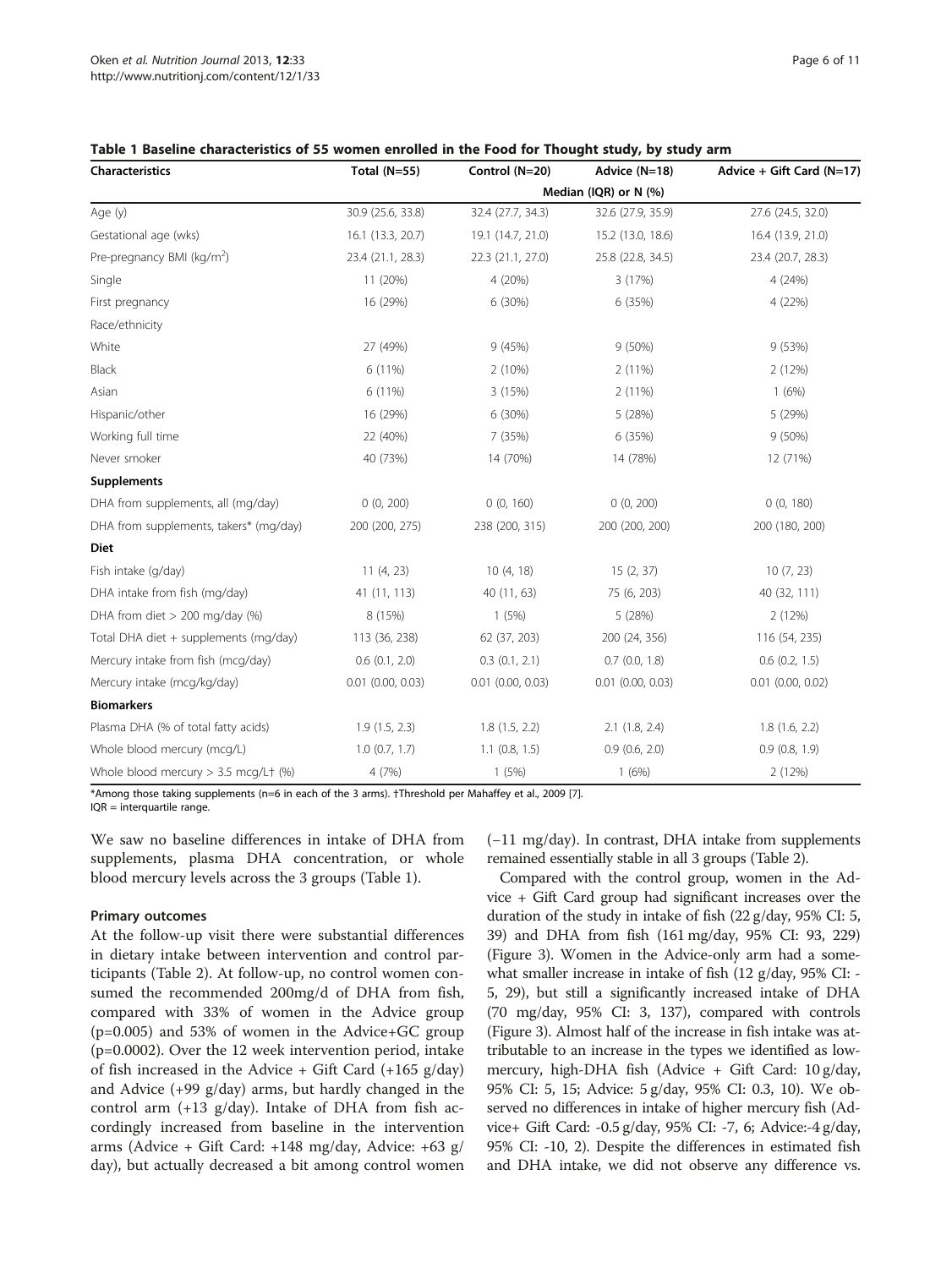**Table 1 Baseline characteristics of 55 women enrolled in the Food for Thought study, by study arm**

| Characteristics | Total (N=55) | Control (N=20) | Advice (N=18) | Advice + Gift Card (N=17) |
|---|---|---|---|---|
| | Median (IQR) or N (%) | | | |
| Age (y) | 30.9 (25.6, 33.8) | 32.4 (27.7, 34.3) | 32.6 (27.9, 35.9) | 27.6 (24.5, 32.0) |
| Gestational age (wks) | 16.1 (13.3, 20.7) | 19.1 (14.7, 21.0) | 15.2 (13.0, 18.6) | 16.4 (13.9, 21.0) |
| Pre-pregnancy BMI ($kg/m^2$) | 23.4 (21.1, 28.3) | 22.3 (21.1, 27.0) | 25.8 (22.8, 34.5) | 23.4 (20.7, 28.3) |
| Single | 11 (20%) | 4 (20%) | 3 (17%) | 4 (24%) |
| First pregnancy | 16 (29%) | 6 (30%) | 6 (35%) | 4 (22%) |
| Race/ethnicity | | | | |
| White | 27 (49%) | 9 (45%) | 9 (50%) | 9 (53%) |
| Black | 6 (11%) | 2 (10%) | 2 (11%) | 2 (12%) |
| Asian | 6 (11%) | 3 (15%) | 2 (11%) | 1 (6%) |
| Hispanic/other | 16 (29%) | 6 (30%) | 5 (28%) | 5 (29%) |
| Working full time | 22 (40%) | 7 (35%) | 6 (35%) | 9 (50%) |
| Never smoker | 40 (73%) | 14 (70%) | 14 (78%) | 12 (71%) |
| **Supplements** | | | | |
| DHA from supplements, all (mg/day) | 0 (0, 200) | 0 (0, 160) | 0 (0, 200) | 0 (0, 180) |
| DHA from supplements, takers* (mg/day) | 200 (200, 275) | 238 (200, 315) | 200 (200, 200) | 200 (180, 200) |
| **Diet** | | | | |
| Fish intake (g/day) | 11 (4, 23) | 10 (4, 18) | 15 (2, 37) | 10 (7, 23) |
| DHA intake from fish (mg/day) | 41 (11, 113) | 40 (11, 63) | 75 (6, 203) | 40 (32, 111) |
| DHA from diet > 200 mg/day (%) | 8 (15%) | 1 (5%) | 5 (28%) | 2 (12%) |
| Total DHA diet + supplements (mg/day) | 113 (36, 238) | 62 (37, 203) | 200 (24, 356) | 116 (54, 235) |
| Mercury intake from fish (mcg/day) | 0.6 (0.1, 2.0) | 0.3 (0.1, 2.1) | 0.7 (0.0, 1.8) | 0.6 (0.2, 1.5) |
| Mercury intake (mcg/kg/day) | 0.01 (0.00, 0.03) | 0.01 (0.00, 0.03) | 0.01 (0.00, 0.03) | 0.01 (0.00, 0.02) |
| **Biomarkers** | | | | |
| Plasma DHA (% of total fatty acids) | 1.9 (1.5, 2.3) | 1.8 (1.5, 2.2) | 2.1 (1.8, 2.4) | 1.8 (1.6, 2.2) |
| Whole blood mercury (mcg/L) | 1.0 (0.7, 1.7) | 1.1 (0.8, 1.5) | 0.9 (0.6, 2.0) | 0.9 (0.8, 1.9) |
| Whole blood mercury > 3.5 mcg/L† (%) | 4 (7%) | 1 (5%) | 1 (6%) | 2 (12%) |

*Among those taking supplements (n=6 in each of the 3 arms). †Threshold per Mahaffey et al., 2009 [7].
IQR = interquartile range.

We saw no baseline differences in intake of DHA from supplements, plasma DHA concentration, or whole blood mercury levels across the 3 groups (Table 1).

### Primary outcomes

At the follow-up visit there were substantial differences in dietary intake between intervention and control participants (Table 2). At follow-up, no control women consumed the recommended 200mg/d of DHA from fish, compared with 33% of women in the Advice group (p=0.005) and 53% of women in the Advice+GC group (p=0.0002). Over the 12 week intervention period, intake of fish increased in the Advice + Gift Card (+165 g/day) and Advice (+99 g/day) arms, but hardly changed in the control arm (+13 g/day). Intake of DHA from fish accordingly increased from baseline in the intervention arms (Advice + Gift Card: +148 mg/day, Advice: +63 g/day), but actually decreased a bit among control women (−11 mg/day). In contrast, DHA intake from supplements remained essentially stable in all 3 groups (Table 2).

Compared with the control group, women in the Advice + Gift Card group had significant increases over the duration of the study in intake of fish (22 g/day, 95% CI: 5, 39) and DHA from fish (161 mg/day, 95% CI: 93, 229) (Figure 3). Women in the Advice-only arm had a somewhat smaller increase in intake of fish (12 g/day, 95% CI: -5, 29), but still a significantly increased intake of DHA (70 mg/day, 95% CI: 3, 137), compared with controls (Figure 3). Almost half of the increase in fish intake was attributable to an increase in the types we identified as low-mercury, high-DHA fish (Advice + Gift Card: 10 g/day, 95% CI: 5, 15; Advice: 5 g/day, 95% CI: 0.3, 10). We observed no differences in intake of higher mercury fish (Advice+ Gift Card: -0.5 g/day, 95% CI: -7, 6; Advice:-4 g/day, 95% CI: -10, 2). Despite the differences in estimated fish and DHA intake, we did not observe any difference vs.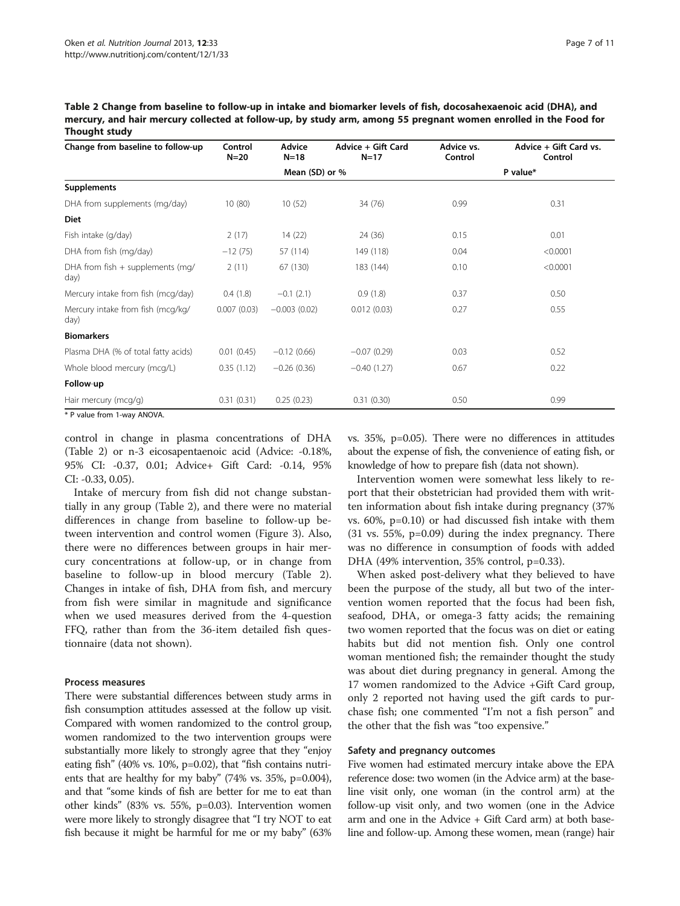**Table 2 Change from baseline to follow-up in intake and biomarker levels of fish, docosahexaenoic acid (DHA), and mercury, and hair mercury collected at follow-up, by study arm, among 55 pregnant women enrolled in the Food for Thought study**

| Change from baseline to follow-up | Control N=20 | Advice N=18 | Advice + Gift Card N=17 | Advice vs. Control | Advice + Gift Card vs. Control |
|---|---|---|---|---|---|
| | Mean (SD) or % | | | P value* | |
| **Supplements** | | | | | |
| DHA from supplements (mg/day) | 10 (80) | 10 (52) | 34 (76) | 0.99 | 0.31 |
| **Diet** | | | | | |
| Fish intake (g/day) | 2 (17) | 14 (22) | 24 (36) | 0.15 | 0.01 |
| DHA from fish (mg/day) | −12 (75) | 57 (114) | 149 (118) | 0.04 | <0.0001 |
| DHA from fish + supplements (mg/day) | 2 (11) | 67 (130) | 183 (144) | 0.10 | <0.0001 |
| Mercury intake from fish (mcg/day) | 0.4 (1.8) | −0.1 (2.1) | 0.9 (1.8) | 0.37 | 0.50 |
| Mercury intake from fish (mcg/kg/day) | 0.007 (0.03) | −0.003 (0.02) | 0.012 (0.03) | 0.27 | 0.55 |
| **Biomarkers** | | | | | |
| Plasma DHA (% of total fatty acids) | 0.01 (0.45) | −0.12 (0.66) | −0.07 (0.29) | 0.03 | 0.52 |
| Whole blood mercury (mcg/L) | 0.35 (1.12) | −0.26 (0.36) | −0.40 (1.27) | 0.67 | 0.22 |
| **Follow-up** | | | | | |
| Hair mercury (mcg/g) | 0.31 (0.31) | 0.25 (0.23) | 0.31 (0.30) | 0.50 | 0.99 |

* P value from 1-way ANOVA.

control in change in plasma concentrations of DHA (Table 2) or n-3 eicosapentaenoic acid (Advice: -0.18%, 95% CI: -0.37, 0.01; Advice+ Gift Card: -0.14, 95% CI: -0.33, 0.05).

Intake of mercury from fish did not change substantially in any group (Table 2), and there were no material differences in change from baseline to follow-up between intervention and control women (Figure 3). Also, there were no differences between groups in hair mercury concentrations at follow-up, or in change from baseline to follow-up in blood mercury (Table 2). Changes in intake of fish, DHA from fish, and mercury from fish were similar in magnitude and significance when we used measures derived from the 4-question FFQ, rather than from the 36-item detailed fish questionnaire (data not shown).

### Process measures

There were substantial differences between study arms in fish consumption attitudes assessed at the follow up visit. Compared with women randomized to the control group, women randomized to the two intervention groups were substantially more likely to strongly agree that they "enjoy eating fish" (40% vs. 10%, p=0.02), that "fish contains nutrients that are healthy for my baby" (74% vs. 35%, p=0.004), and that "some kinds of fish are better for me to eat than other kinds" (83% vs. 55%, p=0.03). Intervention women were more likely to strongly disagree that "I try NOT to eat fish because it might be harmful for me or my baby" (63% vs. 35%, p=0.05). There were no differences in attitudes about the expense of fish, the convenience of eating fish, or knowledge of how to prepare fish (data not shown).

Intervention women were somewhat less likely to report that their obstetrician had provided them with written information about fish intake during pregnancy (37% vs. 60%, p=0.10) or had discussed fish intake with them (31 vs. 55%, p=0.09) during the index pregnancy. There was no difference in consumption of foods with added DHA (49% intervention, 35% control, p=0.33).

When asked post-delivery what they believed to have been the purpose of the study, all but two of the intervention women reported that the focus had been fish, seafood, DHA, or omega-3 fatty acids; the remaining two women reported that the focus was on diet or eating habits but did not mention fish. Only one control woman mentioned fish; the remainder thought the study was about diet during pregnancy in general. Among the 17 women randomized to the Advice +Gift Card group, only 2 reported not having used the gift cards to purchase fish; one commented "I'm not a fish person" and the other that the fish was "too expensive."

### Safety and pregnancy outcomes

Five women had estimated mercury intake above the EPA reference dose: two women (in the Advice arm) at the baseline visit only, one woman (in the control arm) at the follow-up visit only, and two women (one in the Advice arm and one in the Advice + Gift Card arm) at both baseline and follow-up. Among these women, mean (range) hair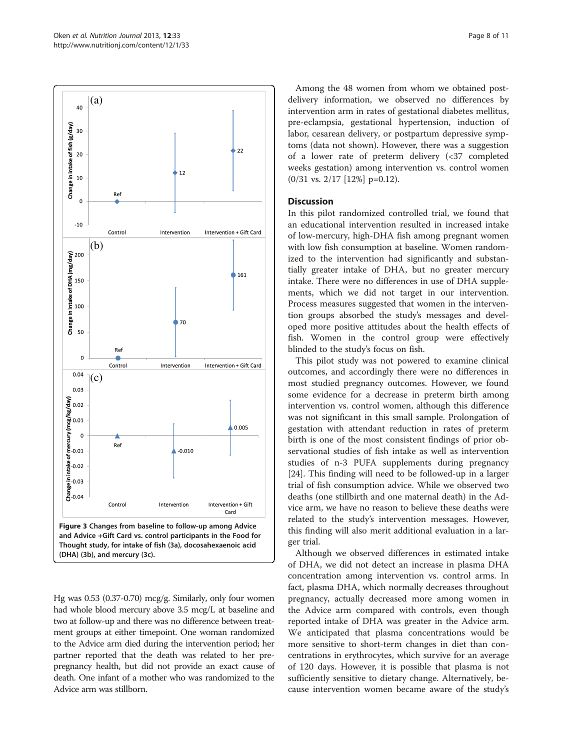Figure 3 Changes from baseline to follow-up among Advice and Advice +Gift Card vs. control participants in the Food for Thought study, for intake of fish (3a), docosahexaenoic acid (DHA) (3b), and mercury (3c).

Hg was 0.53 (0.37-0.70) mcg/g. Similarly, only four women had whole blood mercury above 3.5 mcg/L at baseline and two at follow-up and there was no difference between treatment groups at either timepoint. One woman randomized to the Advice arm died during the intervention period; her partner reported that the death was related to her pre-pregnancy health, but did not provide an exact cause of death. One infant of a mother who was randomized to the Advice arm was stillborn.

Among the 48 women from whom we obtained post-delivery information, we observed no differences by intervention arm in rates of gestational diabetes mellitus, pre-eclampsia, gestational hypertension, induction of labor, cesarean delivery, or postpartum depressive symptoms (data not shown). However, there was a suggestion of a lower rate of preterm delivery (<37 completed weeks gestation) among intervention vs. control women (0/31 vs. 2/17 [12%] p=0.12).

## Discussion

In this pilot randomized controlled trial, we found that an educational intervention resulted in increased intake of low-mercury, high-DHA fish among pregnant women with low fish consumption at baseline. Women randomized to the intervention had significantly and substantially greater intake of DHA, but no greater mercury intake. There were no differences in use of DHA supplements, which we did not target in our intervention. Process measures suggested that women in the intervention groups absorbed the study's messages and developed more positive attitudes about the health effects of fish. Women in the control group were effectively blinded to the study's focus on fish.

This pilot study was not powered to examine clinical outcomes, and accordingly there were no differences in most studied pregnancy outcomes. However, we found some evidence for a decrease in preterm birth among intervention vs. control women, although this difference was not significant in this small sample. Prolongation of gestation with attendant reduction in rates of preterm birth is one of the most consistent findings of prior observational studies of fish intake as well as intervention studies of n-3 PUFA supplements during pregnancy [24]. This finding will need to be followed-up in a larger trial of fish consumption advice. While we observed two deaths (one stillbirth and one maternal death) in the Advice arm, we have no reason to believe these deaths were related to the study's intervention messages. However, this finding will also merit additional evaluation in a larger trial.

Although we observed differences in estimated intake of DHA, we did not detect an increase in plasma DHA concentration among intervention vs. control arms. In fact, plasma DHA, which normally decreases throughout pregnancy, actually decreased more among women in the Advice arm compared with controls, even though reported intake of DHA was greater in the Advice arm. We anticipated that plasma concentrations would be more sensitive to short-term changes in diet than concentrations in erythrocytes, which survive for an average of 120 days. However, it is possible that plasma is not sufficiently sensitive to dietary change. Alternatively, because intervention women became aware of the study's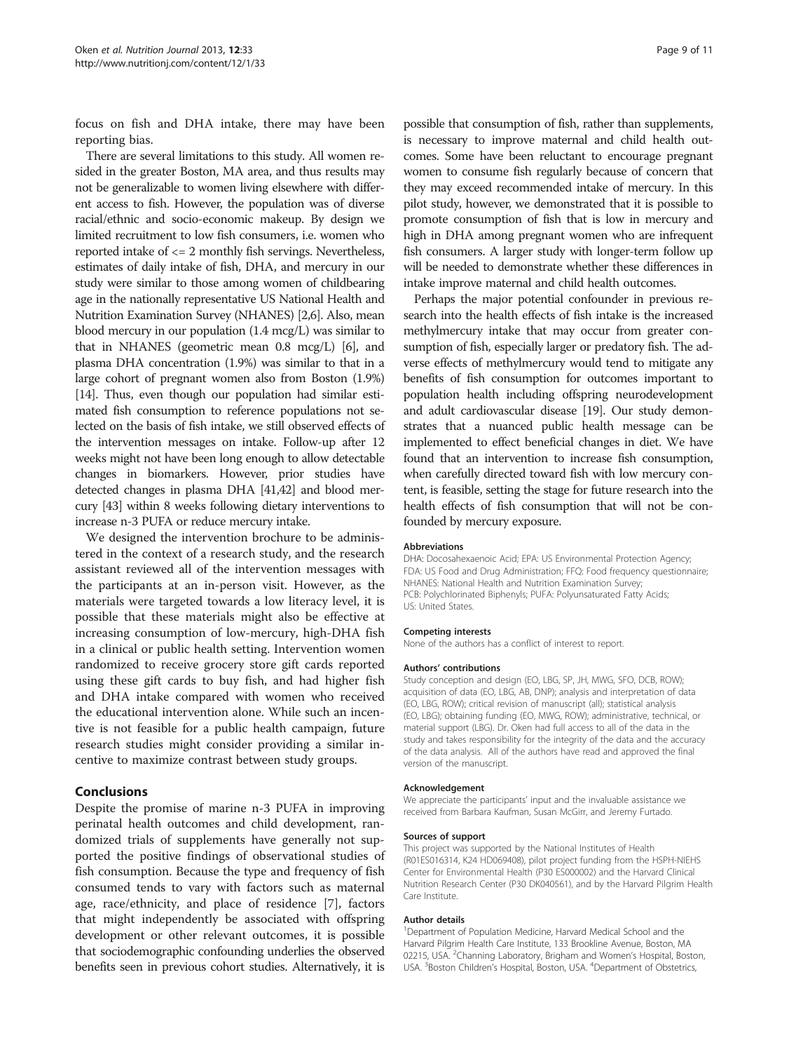focus on fish and DHA intake, there may have been reporting bias.

There are several limitations to this study. All women resided in the greater Boston, MA area, and thus results may not be generalizable to women living elsewhere with different access to fish. However, the population was of diverse racial/ethnic and socio-economic makeup. By design we limited recruitment to low fish consumers, i.e. women who reported intake of <= 2 monthly fish servings. Nevertheless, estimates of daily intake of fish, DHA, and mercury in our study were similar to those among women of childbearing age in the nationally representative US National Health and Nutrition Examination Survey (NHANES) [2,6]. Also, mean blood mercury in our population (1.4 mcg/L) was similar to that in NHANES (geometric mean 0.8 mcg/L) [6], and plasma DHA concentration (1.9%) was similar to that in a large cohort of pregnant women also from Boston (1.9%) [14]. Thus, even though our population had similar estimated fish consumption to reference populations not selected on the basis of fish intake, we still observed effects of the intervention messages on intake. Follow-up after 12 weeks might not have been long enough to allow detectable changes in biomarkers. However, prior studies have detected changes in plasma DHA [41,42] and blood mercury [43] within 8 weeks following dietary interventions to increase n-3 PUFA or reduce mercury intake.

We designed the intervention brochure to be administered in the context of a research study, and the research assistant reviewed all of the intervention messages with the participants at an in-person visit. However, as the materials were targeted towards a low literacy level, it is possible that these materials might also be effective at increasing consumption of low-mercury, high-DHA fish in a clinical or public health setting. Intervention women randomized to receive grocery store gift cards reported using these gift cards to buy fish, and had higher fish and DHA intake compared with women who received the educational intervention alone. While such an incentive is not feasible for a public health campaign, future research studies might consider providing a similar incentive to maximize contrast between study groups.

## Conclusions

Despite the promise of marine n-3 PUFA in improving perinatal health outcomes and child development, randomized trials of supplements have generally not supported the positive findings of observational studies of fish consumption. Because the type and frequency of fish consumed tends to vary with factors such as maternal age, race/ethnicity, and place of residence [7], factors that might independently be associated with offspring development or other relevant outcomes, it is possible that sociodemographic confounding underlies the observed benefits seen in previous cohort studies. Alternatively, it is possible that consumption of fish, rather than supplements, is necessary to improve maternal and child health outcomes. Some have been reluctant to encourage pregnant women to consume fish regularly because of concern that they may exceed recommended intake of mercury. In this pilot study, however, we demonstrated that it is possible to promote consumption of fish that is low in mercury and high in DHA among pregnant women who are infrequent fish consumers. A larger study with longer-term follow up will be needed to demonstrate whether these differences in intake improve maternal and child health outcomes.

Perhaps the major potential confounder in previous research into the health effects of fish intake is the increased methylmercury intake that may occur from greater consumption of fish, especially larger or predatory fish. The adverse effects of methylmercury would tend to mitigate any benefits of fish consumption for outcomes important to population health including offspring neurodevelopment and adult cardiovascular disease [19]. Our study demonstrates that a nuanced public health message can be implemented to effect beneficial changes in diet. We have found that an intervention to increase fish consumption, when carefully directed toward fish with low mercury content, is feasible, setting the stage for future research into the health effects of fish consumption that will not be confounded by mercury exposure.

#### Abbreviations

DHA: Docosahexaenoic Acid; EPA: US Environmental Protection Agency; FDA: US Food and Drug Administration; FFQ: Food frequency questionnaire; NHANES: National Health and Nutrition Examination Survey; PCB: Polychlorinated Biphenyls; PUFA: Polyunsaturated Fatty Acids; US: United States.

#### Competing interests

None of the authors has a conflict of interest to report.

#### Authors' contributions

Study conception and design (EO, LBG, SP, JH, MWG, SFO, DCB, ROW); acquisition of data (EO, LBG, AB, DNP); analysis and interpretation of data (EO, LBG, ROW); critical revision of manuscript (all); statistical analysis (EO, LBG); obtaining funding (EO, MWG, ROW); administrative, technical, or material support (LBG). Dr. Oken had full access to all of the data in the study and takes responsibility for the integrity of the data and the accuracy of the data analysis. All of the authors have read and approved the final version of the manuscript.

#### Acknowledgement

We appreciate the participants' input and the invaluable assistance we received from Barbara Kaufman, Susan McGirr, and Jeremy Furtado.

#### Sources of support

This project was supported by the National Institutes of Health (R01ES016314, K24 HD069408), pilot project funding from the HSPH-NIEHS Center for Environmental Health (P30 ES000002) and the Harvard Clinical Nutrition Research Center (P30 DK040561), and by the Harvard Pilgrim Health Care Institute.

#### Author details

[1]Department of Population Medicine, Harvard Medical School and the Harvard Pilgrim Health Care Institute, 133 Brookline Avenue, Boston, MA 02215, USA. [2]Channing Laboratory, Brigham and Women's Hospital, Boston, USA. [3]Boston Children's Hospital, Boston, USA. [4]Department of Obstetrics,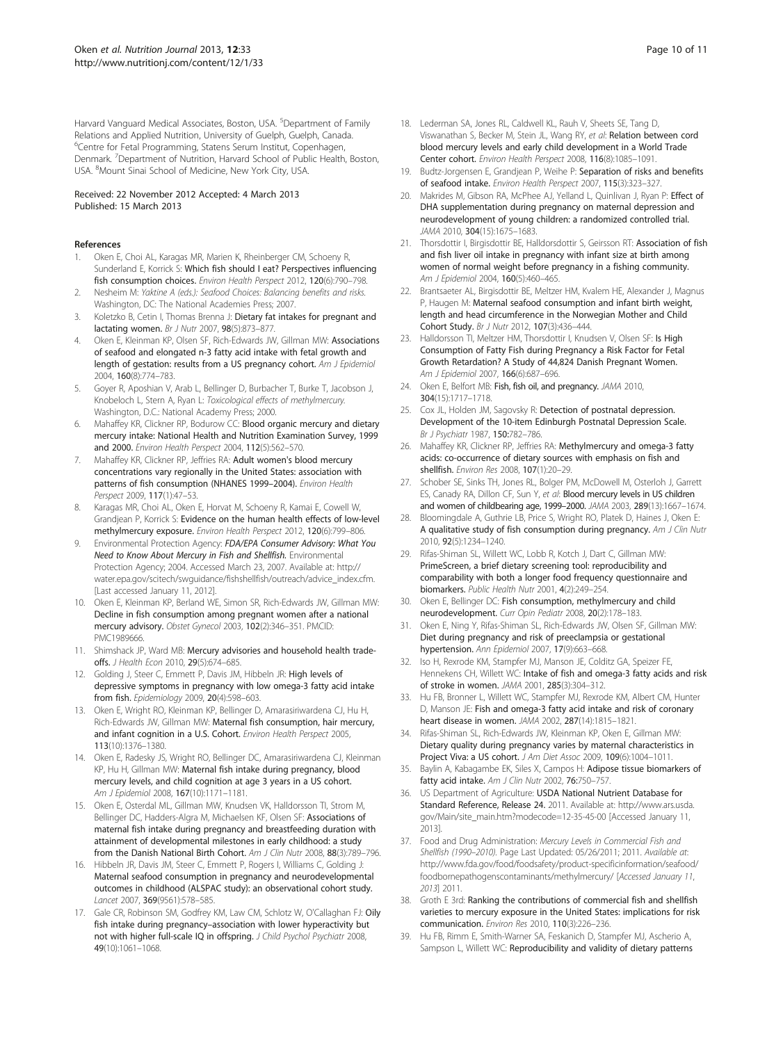Harvard Vanguard Medical Associates, Boston, USA. [5]Department of Family Relations and Applied Nutrition, University of Guelph, Guelph, Canada. [6]Centre for Fetal Programming, Statens Serum Institut, Copenhagen, Denmark. [7]Department of Nutrition, Harvard School of Public Health, Boston, USA. [8]Mount Sinai School of Medicine, New York City, USA.

Received: 22 November 2012 Accepted: 4 March 2013
Published: 15 March 2013

## References

1. Oken E, Choi AL, Karagas MR, Marien K, Rheinberger CM, Schoeny R, Sunderland E, Korrick S: **Which fish should I eat? Perspectives influencing fish consumption choices.** *Environ Health Perspect* 2012, **120**(6):790–798.
2. Nesheim M: *Yaktine A (eds.): Seafood Choices: Balancing benefits and risks.* Washington, DC: The National Academies Press; 2007.
3. Koletzko B, Cetin I, Thomas Brenna J: **Dietary fat intakes for pregnant and lactating women.** *Br J Nutr* 2007, **98**(5):873–877.
4. Oken E, Kleinman KP, Olsen SF, Rich-Edwards JW, Gillman MW: **Associations of seafood and elongated n-3 fatty acid intake with fetal growth and length of gestation: results from a US pregnancy cohort.** *Am J Epidemiol* 2004, **160**(8):774–783.
5. Goyer R, Aposhian V, Arab L, Bellinger D, Burbacher T, Burke T, Jacobson J, Knobeloch L, Stern A, Ryan L: *Toxicological effects of methylmercury.* Washington, D.C.: National Academy Press; 2000.
6. Mahaffey KR, Clickner RP, Bodurow CC: **Blood organic mercury and dietary mercury intake: National Health and Nutrition Examination Survey, 1999 and 2000.** *Environ Health Perspect* 2004, **112**(5):562–570.
7. Mahaffey KR, Clickner RP, Jeffries RA: **Adult women's blood mercury concentrations vary regionally in the United States: association with patterns of fish consumption (NHANES 1999–2004).** *Environ Health Perspect* 2009, **117**(1):47–53.
8. Karagas MR, Choi AL, Oken E, Horvat M, Schoeny R, Kamai E, Cowell W, Grandjean P, Korrick S: **Evidence on the human health effects of low-level methylmercury exposure.** *Environ Health Perspect* 2012, **120**(6):799–806.
9. Environmental Protection Agency: ***FDA/EPA Consumer Advisory: What You Need to Know About Mercury in Fish and Shellfish.*** Environmental Protection Agency; 2004. Accessed March 23, 2007. Available at: http://water.epa.gov/scitech/swguidance/fishshellfish/outreach/advice_index.cfm. [Last accessed January 11, 2012].
10. Oken E, Kleinman KP, Berland WE, Simon SR, Rich-Edwards JW, Gillman MW: **Decline in fish consumption among pregnant women after a national mercury advisory.** *Obstet Gynecol* 2003, **102**(2):346–351. PMCID: PMC1989666.
11. Shimshack JP, Ward MB: **Mercury advisories and household health trade-offs.** *J Health Econ* 2010, **29**(5):674–685.
12. Golding J, Steer C, Emmett P, Davis JM, Hibbeln JR: **High levels of depressive symptoms in pregnancy with low omega-3 fatty acid intake from fish.** *Epidemiology* 2009, **20**(4):598–603.
13. Oken E, Wright RO, Kleinman KP, Bellinger D, Amarasiriwardena CJ, Hu H, Rich-Edwards JW, Gillman MW: **Maternal fish consumption, hair mercury, and infant cognition in a U.S. Cohort.** *Environ Health Perspect* 2005, **113**(10):1376–1380.
14. Oken E, Radesky JS, Wright RO, Bellinger DC, Amarasiriwardena CJ, Kleinman KP, Hu H, Gillman MW: **Maternal fish intake during pregnancy, blood mercury levels, and child cognition at age 3 years in a US cohort.** *Am J Epidemiol* 2008, **167**(10):1171–1181.
15. Oken E, Osterdal ML, Gillman MW, Knudsen VK, Halldorsson TI, Strom M, Bellinger DC, Hadders-Algra M, Michaelsen KF, Olsen SF: **Associations of maternal fish intake during pregnancy and breastfeeding duration with attainment of developmental milestones in early childhood: a study from the Danish National Birth Cohort.** *Am J Clin Nutr* 2008, **88**(3):789–796.
16. Hibbeln JR, Davis JM, Steer C, Emmett P, Rogers I, Williams C, Golding J: **Maternal seafood consumption in pregnancy and neurodevelopmental outcomes in childhood (ALSPAC study): an observational cohort study.** *Lancet* 2007, **369**(9561):578–585.
17. Gale CR, Robinson SM, Godfrey KM, Law CM, Schlotz W, O'Callaghan FJ: **Oily fish intake during pregnancy–association with lower hyperactivity but not with higher full-scale IQ in offspring.** *J Child Psychol Psychiatr* 2008, **49**(10):1061–1068.
18. Lederman SA, Jones RL, Caldwell KL, Rauh V, Sheets SE, Tang D, Viswanathan S, Becker M, Stein JL, Wang RY, *et al*: **Relation between cord blood mercury levels and early child development in a World Trade Center cohort.** *Environ Health Perspect* 2008, **116**(8):1085–1091.
19. Budtz-Jorgensen E, Grandjean P, Weihe P: **Separation of risks and benefits of seafood intake.** *Environ Health Perspect* 2007, **115**(3):323–327.
20. Makrides M, Gibson RA, McPhee AJ, Yelland L, Quinlivan J, Ryan P: **Effect of DHA supplementation during pregnancy on maternal depression and neurodevelopment of young children: a randomized controlled trial.** *JAMA* 2010, **304**(15):1675–1683.
21. Thorsdottir I, Birgisdottir BE, Halldorsdottir S, Geirsson RT: **Association of fish and fish liver oil intake in pregnancy with infant size at birth among women of normal weight before pregnancy in a fishing community.** *Am J Epidemiol* 2004, **160**(5):460–465.
22. Brantsaeter AL, Birgisdottir BE, Meltzer HM, Kvalem HE, Alexander J, Magnus P, Haugen M: **Maternal seafood consumption and infant birth weight, length and head circumference in the Norwegian Mother and Child Cohort Study.** *Br J Nutr* 2012, **107**(3):436–444.
23. Halldorsson TI, Meltzer HM, Thorsdottir I, Knudsen V, Olsen SF: **Is High Consumption of Fatty Fish during Pregnancy a Risk Factor for Fetal Growth Retardation? A Study of 44,824 Danish Pregnant Women.** *Am J Epidemiol* 2007, **166**(6):687–696.
24. Oken E, Belfort MB: **Fish, fish oil, and pregnancy.** *JAMA* 2010, **304**(15):1717–1718.
25. Cox JL, Holden JM, Sagovsky R: **Detection of postnatal depression. Development of the 10-item Edinburgh Postnatal Depression Scale.** *Br J Psychiatr* 1987, **150:**782–786.
26. Mahaffey KR, Clickner RP, Jeffries RA: **Methylmercury and omega-3 fatty acids: co-occurrence of dietary sources with emphasis on fish and shellfish.** *Environ Res* 2008, **107**(1):20–29.
27. Schober SE, Sinks TH, Jones RL, Bolger PM, McDowell M, Osterloh J, Garrett ES, Canady RA, Dillon CF, Sun Y, *et al*: **Blood mercury levels in US children and women of childbearing age, 1999–2000.** *JAMA* 2003, **289**(13):1667–1674.
28. Bloomingdale A, Guthrie LB, Price S, Wright RO, Platek D, Haines J, Oken E: **A qualitative study of fish consumption during pregnancy.** *Am J Clin Nutr* 2010, **92**(5):1234–1240.
29. Rifas-Shiman SL, Willett WC, Lobb R, Kotch J, Dart C, Gillman MW: **PrimeScreen, a brief dietary screening tool: reproducibility and comparability with both a longer food frequency questionnaire and biomarkers.** *Public Health Nutr* 2001, **4**(2):249–254.
30. Oken E, Bellinger DC: **Fish consumption, methylmercury and child neurodevelopment.** *Curr Opin Pediatr* 2008, **20**(2):178–183.
31. Oken E, Ning Y, Rifas-Shiman SL, Rich-Edwards JW, Olsen SF, Gillman MW: **Diet during pregnancy and risk of preeclampsia or gestational hypertension.** *Ann Epidemiol* 2007, **17**(9):663–668.
32. Iso H, Rexrode KM, Stampfer MJ, Manson JE, Colditz GA, Speizer FE, Hennekens CH, Willett WC: **Intake of fish and omega-3 fatty acids and risk of stroke in women.** *JAMA* 2001, **285**(3):304–312.
33. Hu FB, Bronner L, Willett WC, Stampfer MJ, Rexrode KM, Albert CM, Hunter D, Manson JE: **Fish and omega-3 fatty acid intake and risk of coronary heart disease in women.** *JAMA* 2002, **287**(14):1815–1821.
34. Rifas-Shiman SL, Rich-Edwards JW, Kleinman KP, Oken E, Gillman MW: **Dietary quality during pregnancy varies by maternal characteristics in Project Viva: a US cohort.** *J Am Diet Assoc* 2009, **109**(6):1004–1011.
35. Baylin A, Kabagambe EK, Siles X, Campos H: **Adipose tissue biomarkers of fatty acid intake.** *Am J Clin Nutr* 2002, **76:**750–757.
36. US Department of Agriculture: **USDA National Nutrient Database for Standard Reference, Release 24.** 2011. Available at: http://www.ars.usda.gov/Main/site_main.htm?modecode=12-35-45-00 [Accessed January 11, 2013].
37. Food and Drug Administration: *Mercury Levels in Commercial Fish and Shellfish (1990–2010).* Page Last Updated: 05/26/2011; 2011. *Available at*: http://www.fda.gov/food/foodsafety/product-specificinformation/seafood/foodbornepathogenscontaminants/methylmercury/ [*Accessed January 11, 2013*] 2011.
38. Groth E 3rd: **Ranking the contributions of commercial fish and shellfish varieties to mercury exposure in the United States: implications for risk communication.** *Environ Res* 2010, **110**(3):226–236.
39. Hu FB, Rimm E, Smith-Warner SA, Feskanich D, Stampfer MJ, Ascherio A, Sampson L, Willett WC: **Reproducibility and validity of dietary patterns**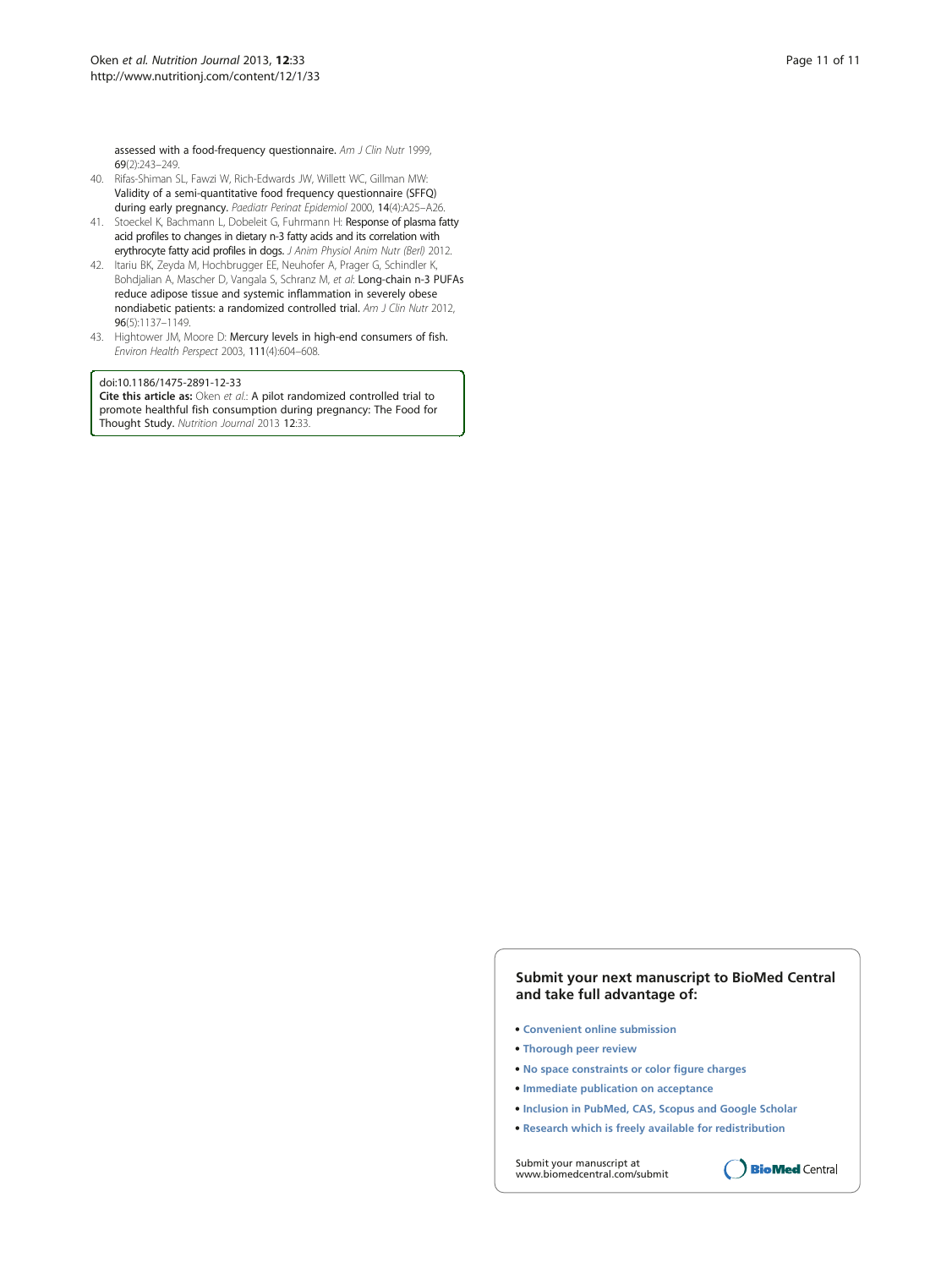assessed with a food-frequency questionnaire. *Am J Clin Nutr* 1999, **69**(2):243–249.

40. Rifas-Shiman SL, Fawzi W, Rich-Edwards JW, Willett WC, Gillman MW: **Validity of a semi-quantitative food frequency questionnaire (SFFQ) during early pregnancy.** *Paediatr Perinat Epidemiol* 2000, **14**(4):A25–A26.
41. Stoeckel K, Bachmann L, Dobeleit G, Fuhrmann H: **Response of plasma fatty acid profiles to changes in dietary n-3 fatty acids and its correlation with erythrocyte fatty acid profiles in dogs.** *J Anim Physiol Anim Nutr (Berl)* 2012.
42. Itariu BK, Zeyda M, Hochbrugger EE, Neuhofer A, Prager G, Schindler K, Bohdjalian A, Mascher D, Vangala S, Schranz M, *et al*: **Long-chain n-3 PUFAs reduce adipose tissue and systemic inflammation in severely obese nondiabetic patients: a randomized controlled trial.** *Am J Clin Nutr* 2012, **96**(5):1137–1149.
43. Hightower JM, Moore D: **Mercury levels in high-end consumers of fish.** *Environ Health Perspect* 2003, **111**(4):604–608.

doi:10.1186/1475-2891-12-33
**Cite this article as:** Oken *et al.*: A pilot randomized controlled trial to promote healthful fish consumption during pregnancy: The Food for Thought Study. *Nutrition Journal* 2013 **12**:33.

**Submit your next manuscript to BioMed Central and take full advantage of:**

- **Convenient online submission**
- **Thorough peer review**
- **No space constraints or color figure charges**
- **Immediate publication on acceptance**
- **Inclusion in PubMed, CAS, Scopus and Google Scholar**
- **Research which is freely available for redistribution**

Submit your manuscript at
www.biomedcentral.com/submit

BioMed Central